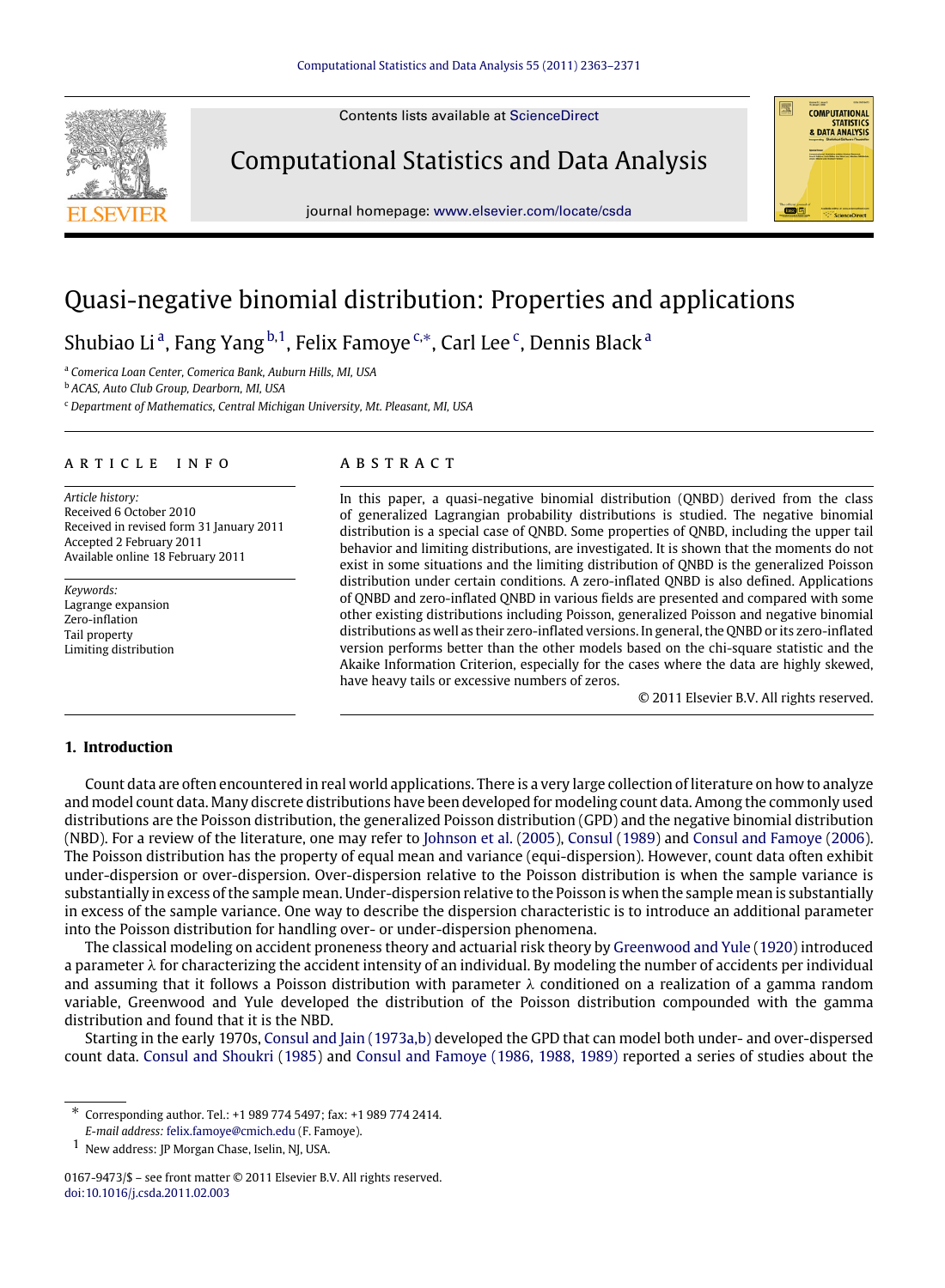# Quasi-negative binomial distribution: Properties and applications

Shubiao Li[a], Fang Yang[b,1], Felix Famoye[c,*], Carl Lee[c], Dennis Black[a]

[a] *Comerica Loan Center, Comerica Bank, Auburn Hills, MI, USA*

[b] *ACAS, Auto Club Group, Dearborn, MI, USA*

[c] *Department of Mathematics, Central Michigan University, Mt. Pleasant, MI, USA*

## ARTICLE INFO

*Article history:*
Received 6 October 2010
Received in revised form 31 January 2011
Accepted 2 February 2011
Available online 18 February 2011

*Keywords:*
Lagrange expansion
Zero-inflation
Tail property
Limiting distribution

## ABSTRACT

In this paper, a quasi-negative binomial distribution (QNBD) derived from the class of generalized Lagrangian probability distributions is studied. The negative binomial distribution is a special case of QNBD. Some properties of QNBD, including the upper tail behavior and limiting distributions, are investigated. It is shown that the moments do not exist in some situations and the limiting distribution of QNBD is the generalized Poisson distribution under certain conditions. A zero-inflated QNBD is also defined. Applications of QNBD and zero-inflated QNBD in various fields are presented and compared with some other existing distributions including Poisson, generalized Poisson and negative binomial distributions as well as their zero-inflated versions. In general, the QNBD or its zero-inflated version performs better than the other models based on the chi-square statistic and the Akaike Information Criterion, especially for the cases where the data are highly skewed, have heavy tails or excessive numbers of zeros.

© 2011 Elsevier B.V. All rights reserved.

## 1. Introduction

Count data are often encountered in real world applications. There is a very large collection of literature on how to analyze and model count data. Many discrete distributions have been developed for modeling count data. Among the commonly used distributions are the Poisson distribution, the generalized Poisson distribution (GPD) and the negative binomial distribution (NBD). For a review of the literature, one may refer to Johnson et al. (2005), Consul (1989) and Consul and Famoye (2006). The Poisson distribution has the property of equal mean and variance (equi-dispersion). However, count data often exhibit under-dispersion or over-dispersion. Over-dispersion relative to the Poisson distribution is when the sample variance is substantially in excess of the sample mean. Under-dispersion relative to the Poisson is when the sample mean is substantially in excess of the sample variance. One way to describe the dispersion characteristic is to introduce an additional parameter into the Poisson distribution for handling over- or under-dispersion phenomena.

The classical modeling on accident proneness theory and actuarial risk theory by Greenwood and Yule (1920) introduced a parameter $\lambda$ for characterizing the accident intensity of an individual. By modeling the number of accidents per individual and assuming that it follows a Poisson distribution with parameter $\lambda$ conditioned on a realization of a gamma random variable, Greenwood and Yule developed the distribution of the Poisson distribution compounded with the gamma distribution and found that it is the NBD.

Starting in the early 1970s, Consul and Jain (1973a,b) developed the GPD that can model both under- and over-dispersed count data. Consul and Shoukri (1985) and Consul and Famoye (1986, 1988, 1989) reported a series of studies about the

---

\* Corresponding author. Tel.: +1 989 774 5497; fax: +1 989 774 2414.
*E-mail address:* felix.famoye@cmich.edu (F. Famoye).

1 New address: JP Morgan Chase, Iselin, NJ, USA.

0167-9473/$ – see front matter © 2011 Elsevier B.V. All rights reserved.
doi:10.1016/j.csda.2011.02.003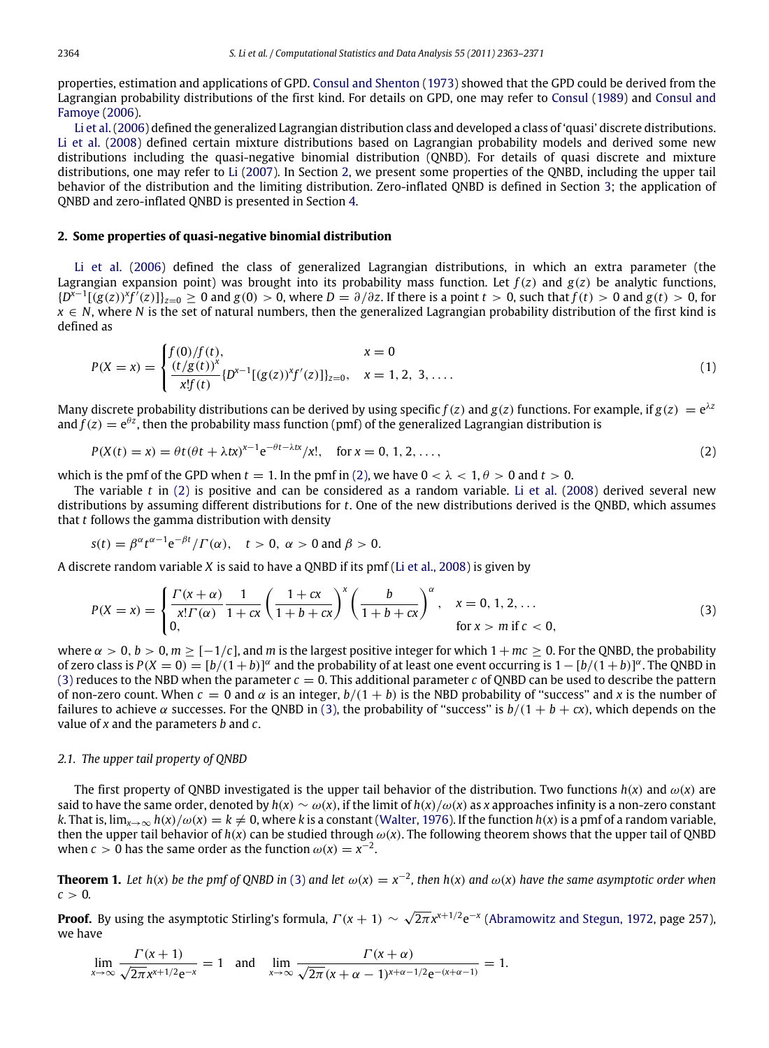properties, estimation and applications of GPD. Consul and Shenton (1973) showed that the GPD could be derived from the Lagrangian probability distributions of the first kind. For details on GPD, one may refer to Consul (1989) and Consul and Famoye (2006).

Li et al. (2006) defined the generalized Lagrangian distribution class and developed a class of 'quasi' discrete distributions. Li et al. (2008) defined certain mixture distributions based on Lagrangian probability models and derived some new distributions including the quasi-negative binomial distribution (QNBD). For details of quasi discrete and mixture distributions, one may refer to Li (2007). In Section 2, we present some properties of the QNBD, including the upper tail behavior of the distribution and the limiting distribution. Zero-inflated QNBD is defined in Section 3; the application of QNBD and zero-inflated QNBD is presented in Section 4.

## 2. Some properties of quasi-negative binomial distribution

Li et al. (2006) defined the class of generalized Lagrangian distributions, in which an extra parameter (the Lagrangian expansion point) was brought into its probability mass function. Let $f(z)$ and $g(z)$ be analytic functions, $\{D^{x-1}[(g(z))^x f'(z)]\}_{z=0} \geq 0$ and $g(0) > 0$, where $D = \partial/\partial z$. If there is a point $t > 0$, such that $f(t) > 0$ and $g(t) > 0$, for $x \in N$, where $N$ is the set of natural numbers, then the generalized Lagrangian probability distribution of the first kind is defined as

$$P(X = x) = \begin{cases} f(0)/f(t), & x = 0 \\ \dfrac{(t/g(t))^x}{x!f(t)}\{D^{x-1}[(g(z))^x f'(z)]\}_{z=0}, & x = 1, 2, 3, \ldots. \end{cases} \tag{1}$$

Many discrete probability distributions can be derived by using specific $f(z)$ and $g(z)$ functions. For example, if $g(z) = e^{\lambda z}$ and $f(z) = e^{\theta z}$, then the probability mass function (pmf) of the generalized Lagrangian distribution is

$$P(X(t) = x) = \theta t(\theta t + \lambda t x)^{x-1} e^{-\theta t - \lambda t x}/x!, \quad \text{for } x = 0, 1, 2, \ldots, \tag{2}$$

which is the pmf of the GPD when $t = 1$. In the pmf in (2), we have $0 < \lambda < 1$, $\theta > 0$ and $t > 0$.

The variable $t$ in (2) is positive and can be considered as a random variable. Li et al. (2008) derived several new distributions by assuming different distributions for $t$. One of the new distributions derived is the QNBD, which assumes that $t$ follows the gamma distribution with density

$$s(t) = \beta^\alpha t^{\alpha-1} e^{-\beta t}/\Gamma(\alpha), \quad t > 0,\ \alpha > 0 \text{ and } \beta > 0.$$

A discrete random variable $X$ is said to have a QNBD if its pmf (Li et al., 2008) is given by

$$P(X = x) = \begin{cases} \dfrac{\Gamma(x+\alpha)}{x!\Gamma(\alpha)} \dfrac{1}{1+cx} \left(\dfrac{1+cx}{1+b+cx}\right)^x \left(\dfrac{b}{1+b+cx}\right)^\alpha, & x = 0, 1, 2, \ldots \\ 0, & \text{for } x > m \text{ if } c < 0, \end{cases} \tag{3}$$

where $\alpha > 0$, $b > 0$, $m \geq [-1/c]$, and $m$ is the largest positive integer for which $1 + mc \geq 0$. For the QNBD, the probability of zero class is $P(X = 0) = [b/(1+b)]^\alpha$ and the probability of at least one event occurring is $1 - [b/(1+b)]^\alpha$. The QNBD in (3) reduces to the NBD when the parameter $c = 0$. This additional parameter $c$ of QNBD can be used to describe the pattern of non-zero count. When $c = 0$ and $\alpha$ is an integer, $b/(1+b)$ is the NBD probability of "success" and $x$ is the number of failures to achieve $\alpha$ successes. For the QNBD in (3), the probability of "success" is $b/(1+b+cx)$, which depends on the value of $x$ and the parameters $b$ and $c$.

### 2.1. The upper tail property of QNBD

The first property of QNBD investigated is the upper tail behavior of the distribution. Two functions $h(x)$ and $\omega(x)$ are said to have the same order, denoted by $h(x) \sim \omega(x)$, if the limit of $h(x)/\omega(x)$ as $x$ approaches infinity is a non-zero constant $k$. That is, $\lim_{x\to\infty} h(x)/\omega(x) = k \neq 0$, where $k$ is a constant (Walter, 1976). If the function $h(x)$ is a pmf of a random variable, then the upper tail behavior of $h(x)$ can be studied through $\omega(x)$. The following theorem shows that the upper tail of QNBD when $c > 0$ has the same order as the function $\omega(x) = x^{-2}$.

**Theorem 1.** *Let $h(x)$ be the pmf of QNBD in (3) and let $\omega(x) = x^{-2}$, then $h(x)$ and $\omega(x)$ have the same asymptotic order when $c > 0$.*

**Proof.** By using the asymptotic Stirling's formula, $\Gamma(x+1) \sim \sqrt{2\pi} x^{x+1/2} e^{-x}$ (Abramowitz and Stegun, 1972, page 257), we have

$$\lim_{x\to\infty} \frac{\Gamma(x+1)}{\sqrt{2\pi} x^{x+1/2} e^{-x}} = 1 \quad \text{and} \quad \lim_{x\to\infty} \frac{\Gamma(x+\alpha)}{\sqrt{2\pi}(x+\alpha-1)^{x+\alpha-1/2} e^{-(x+\alpha-1)}} = 1.$$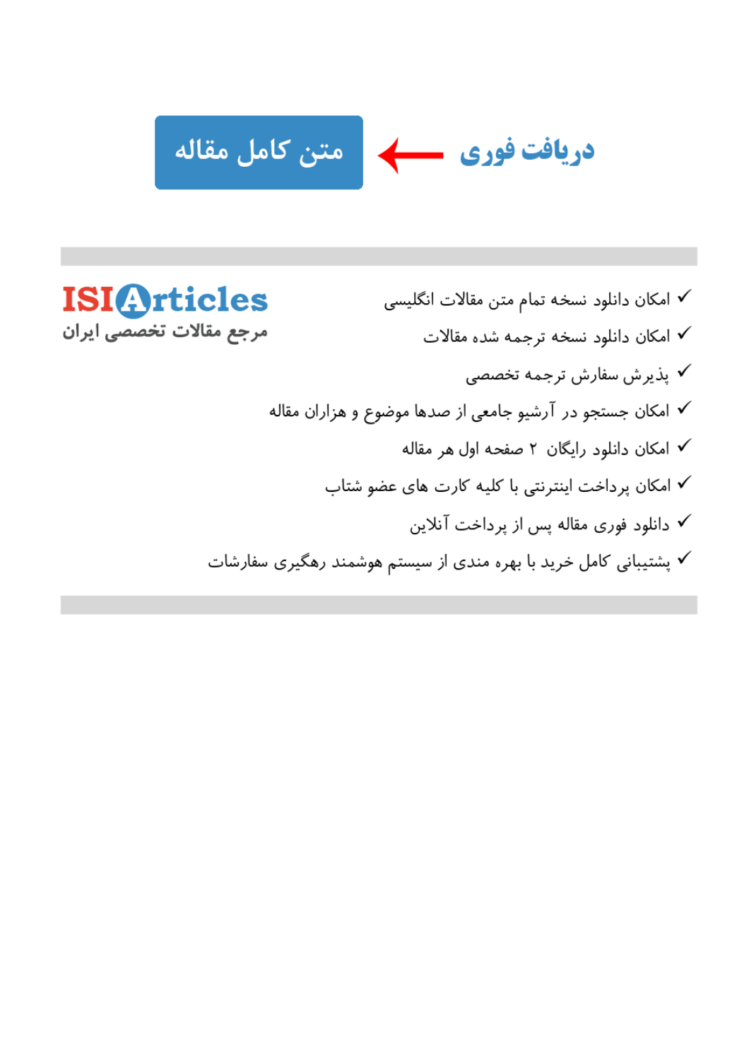دریافت فوری ← متن کامل مقاله

**ISIArticles**
مرجع مقالات تخصصی ایران

- ✓ امکان دانلود نسخه تمام متن مقالات انگلیسی
- ✓ امکان دانلود نسخه ترجمه شده مقالات
- ✓ پذیرش سفارش ترجمه تخصصی
- ✓ امکان جستجو در آرشیو جامعی از صدها موضوع و هزاران مقاله
- ✓ امکان دانلود رایگان ۲ صفحه اول هر مقاله
- ✓ امکان پرداخت اینترنتی با کلیه کارت های عضو شتاب
- ✓ دانلود فوری مقاله پس از پرداخت آنلاین
- ✓ پشتیبانی کامل خرید با بهره مندی از سیستم هوشمند رهگیری سفارشات